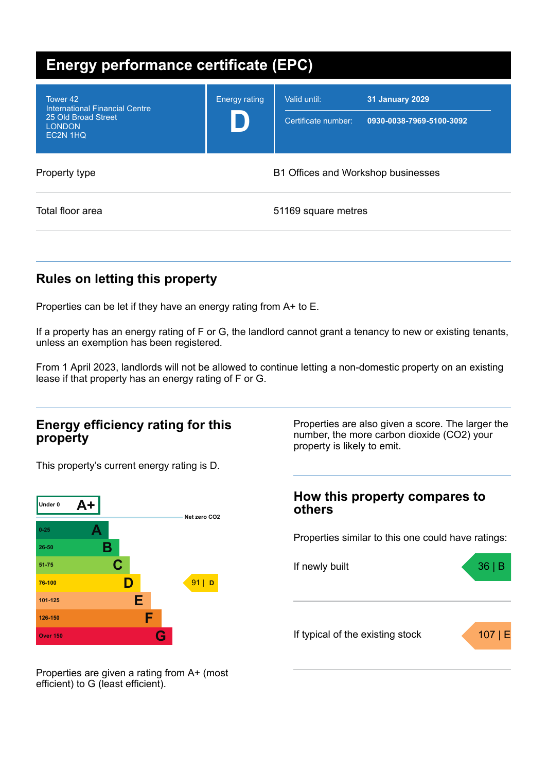# Energy performance certificate (EPC)

| Tower 42<br>International Financial Centre<br>25 Old Broad Street<br>LONDON<br>EC2N 1HQ | Energy rating<br>**D** | Valid until: **31 January 2029**<br>Certificate number: **0930-0038-7969-5100-3092** |
| --- | --- | --- |

| Property type | B1 Offices and Workshop businesses |
| --- | --- |
| Total floor area | 51169 square metres |

## Rules on letting this property

Properties can be let if they have an energy rating from A+ to E.

If a property has an energy rating of F or G, the landlord cannot grant a tenancy to new or existing tenants, unless an exemption has been registered.

From 1 April 2023, landlords will not be allowed to continue letting a non-domestic property on an existing lease if that property has an energy rating of F or G.

## Energy efficiency rating for this property

This property's current energy rating is D.

| Score | Rating | Current |
| --- | --- | --- |
| Under 0 | A+ | |
| 0-25 | A | |
| 26-50 | B | |
| 51-75 | C | |
| 76-100 | D | 91 \| D |
| 101-125 | E | |
| 126-150 | F | |
| Over 150 | G | |

Net zero CO2

Properties are given a rating from A+ (most efficient) to G (least efficient).

Properties are also given a score. The larger the number, the more carbon dioxide (CO2) your property is likely to emit.

## How this property compares to others

Properties similar to this one could have ratings:

| | |
| --- | --- |
| If newly built | 36 \| B |
| If typical of the existing stock | 107 \| E |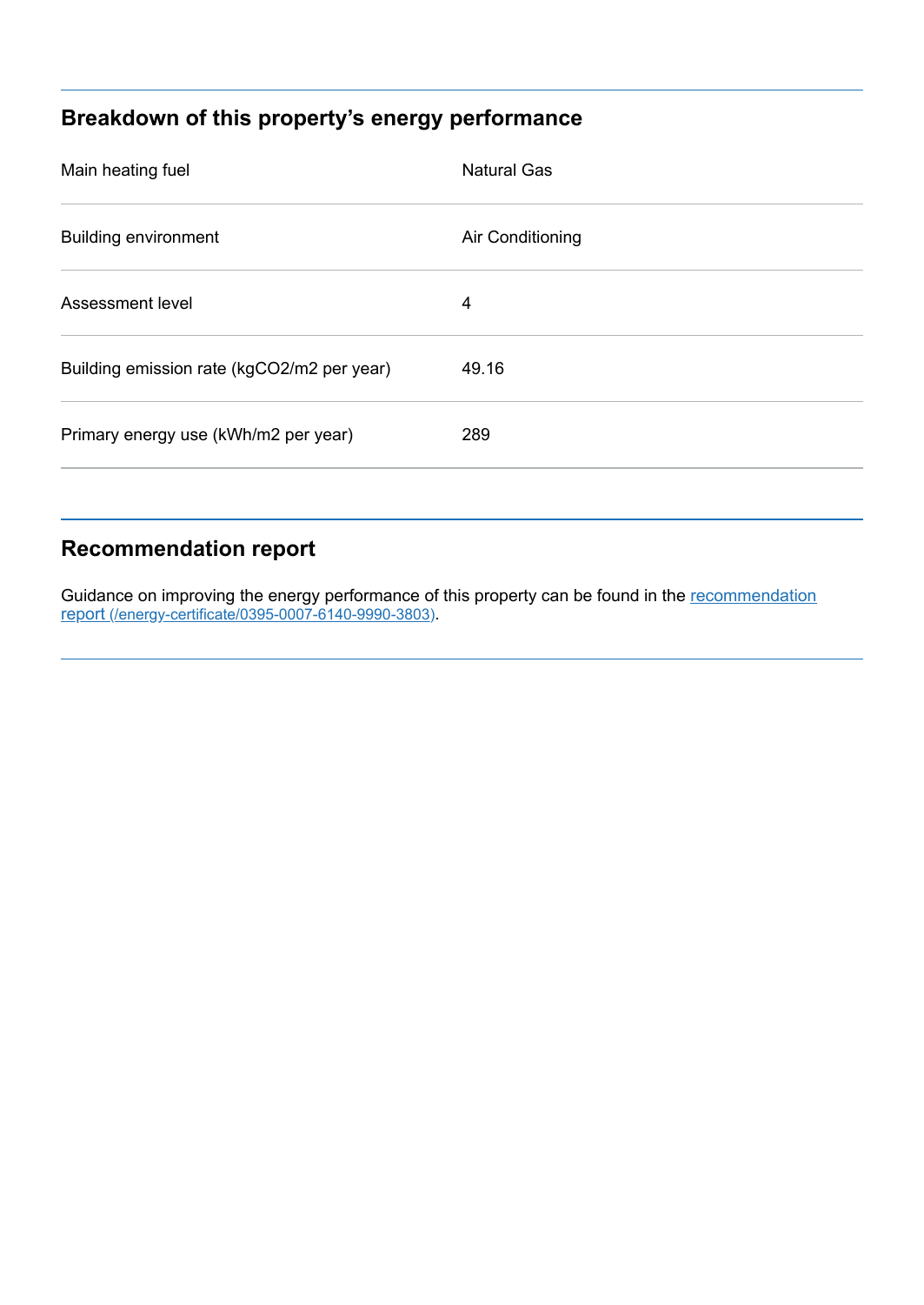## Breakdown of this property's energy performance

| | |
|---|---|
| Main heating fuel | Natural Gas |
| Building environment | Air Conditioning |
| Assessment level | 4 |
| Building emission rate (kgCO2/m2 per year) | 49.16 |
| Primary energy use (kWh/m2 per year) | 289 |

## Recommendation report

Guidance on improving the energy performance of this property can be found in the [recommendation report (/energy-certificate/0395-0007-6140-9990-3803)](/energy-certificate/0395-0007-6140-9990-3803).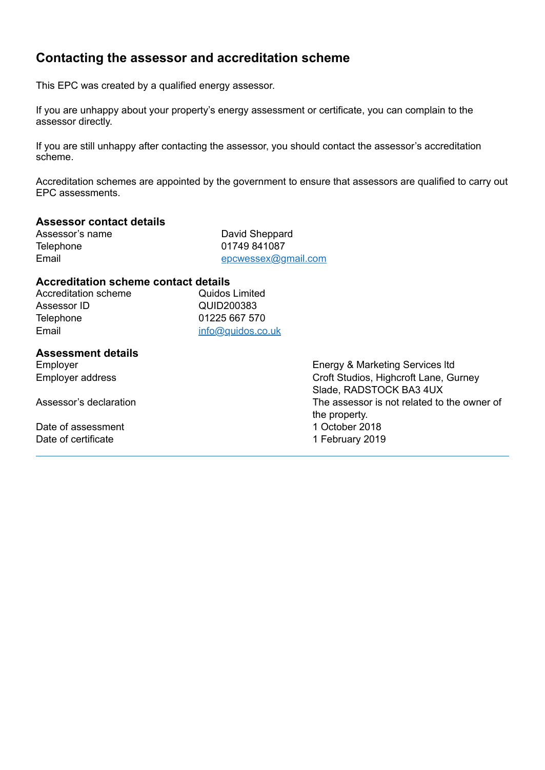## Contacting the assessor and accreditation scheme

This EPC was created by a qualified energy assessor.

If you are unhappy about your property's energy assessment or certificate, you can complain to the assessor directly.

If you are still unhappy after contacting the assessor, you should contact the assessor's accreditation scheme.

Accreditation schemes are appointed by the government to ensure that assessors are qualified to carry out EPC assessments.

### Assessor contact details

| | |
|---|---|
| Assessor's name | David Sheppard |
| Telephone | 01749 841087 |
| Email | epcwessex@gmail.com |

### Accreditation scheme contact details

| | |
|---|---|
| Accreditation scheme | Quidos Limited |
| Assessor ID | QUID200383 |
| Telephone | 01225 667 570 |
| Email | info@quidos.co.uk |

### Assessment details

| | |
|---|---|
| Employer | Energy & Marketing Services ltd |
| Employer address | Croft Studios, Highcroft Lane, Gurney Slade, RADSTOCK BA3 4UX |
| Assessor's declaration | The assessor is not related to the owner of the property. |
| Date of assessment | 1 October 2018 |
| Date of certificate | 1 February 2019 |